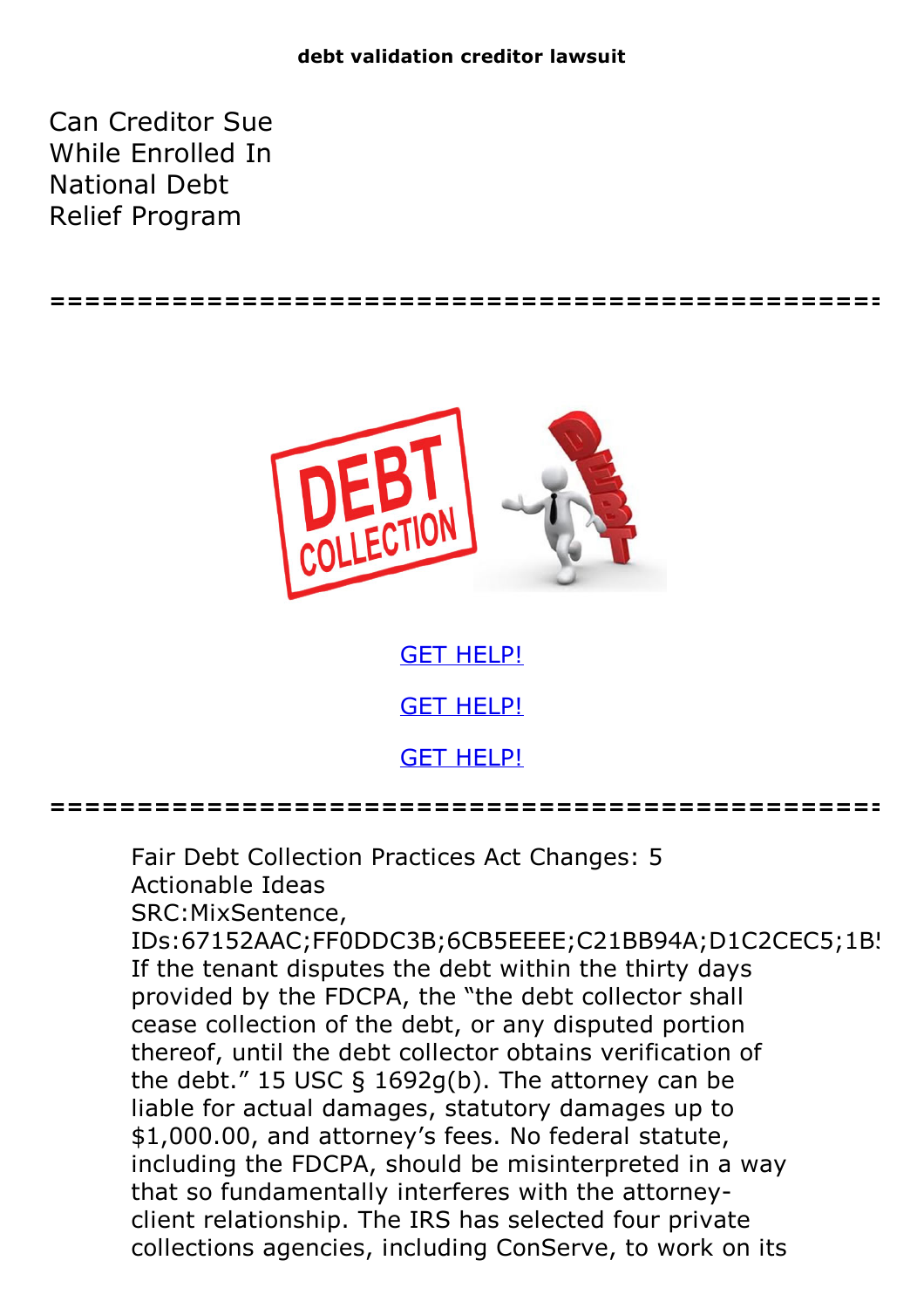**debt validation creditor lawsuit**

# Can Creditor Sue While Enrolled In National Debt Relief Program

================================================

GET HELP!

GET HELP!

GET HELP!

================================================

Fair Debt Collection Practices Act Changes: 5 Actionable Ideas
SRC:MixSentence, IDs:67152AAC;FF0DDC3B;6CB5EEEE;C21BB94A;D1C2CEC5;1B!
If the tenant disputes the debt within the thirty days provided by the FDCPA, the "the debt collector shall cease collection of the debt, or any disputed portion thereof, until the debt collector obtains verification of the debt." 15 USC § 1692g(b). The attorney can be liable for actual damages, statutory damages up to $1,000.00, and attorney's fees. No federal statute, including the FDCPA, should be misinterpreted in a way that so fundamentally interferes with the attorney-client relationship. The IRS has selected four private collections agencies, including ConServe, to work on its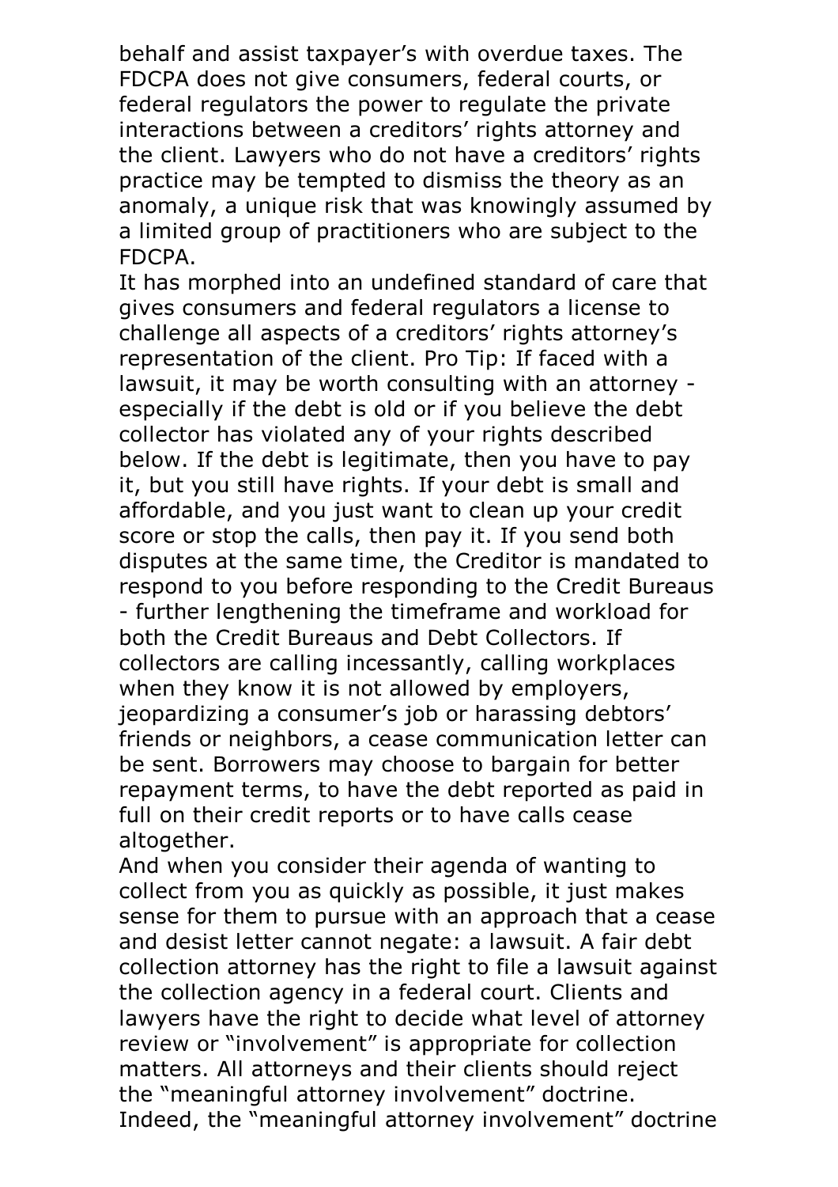behalf and assist taxpayer's with overdue taxes. The FDCPA does not give consumers, federal courts, or federal regulators the power to regulate the private interactions between a creditors' rights attorney and the client. Lawyers who do not have a creditors' rights practice may be tempted to dismiss the theory as an anomaly, a unique risk that was knowingly assumed by a limited group of practitioners who are subject to the FDCPA.

It has morphed into an undefined standard of care that gives consumers and federal regulators a license to challenge all aspects of a creditors' rights attorney's representation of the client. Pro Tip: If faced with a lawsuit, it may be worth consulting with an attorney - especially if the debt is old or if you believe the debt collector has violated any of your rights described below. If the debt is legitimate, then you have to pay it, but you still have rights. If your debt is small and affordable, and you just want to clean up your credit score or stop the calls, then pay it. If you send both disputes at the same time, the Creditor is mandated to respond to you before responding to the Credit Bureaus - further lengthening the timeframe and workload for both the Credit Bureaus and Debt Collectors. If collectors are calling incessantly, calling workplaces when they know it is not allowed by employers, jeopardizing a consumer's job or harassing debtors' friends or neighbors, a cease communication letter can be sent. Borrowers may choose to bargain for better repayment terms, to have the debt reported as paid in full on their credit reports or to have calls cease altogether.

And when you consider their agenda of wanting to collect from you as quickly as possible, it just makes sense for them to pursue with an approach that a cease and desist letter cannot negate: a lawsuit. A fair debt collection attorney has the right to file a lawsuit against the collection agency in a federal court. Clients and lawyers have the right to decide what level of attorney review or "involvement" is appropriate for collection matters. All attorneys and their clients should reject the "meaningful attorney involvement" doctrine. Indeed, the "meaningful attorney involvement" doctrine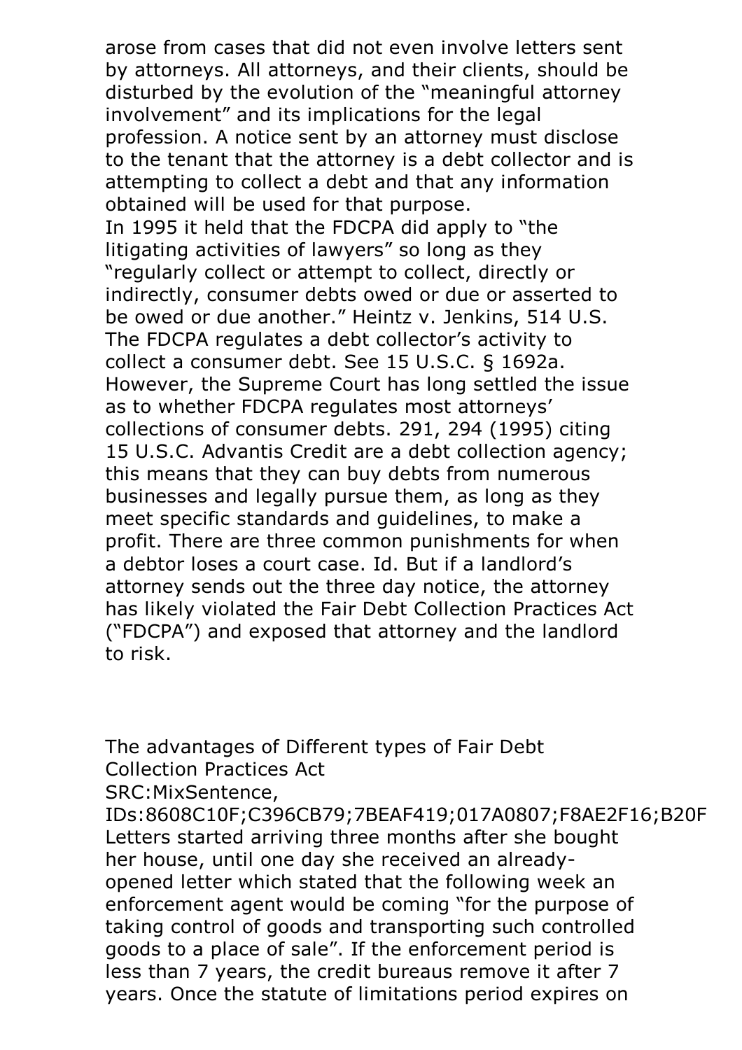arose from cases that did not even involve letters sent by attorneys. All attorneys, and their clients, should be disturbed by the evolution of the "meaningful attorney involvement" and its implications for the legal profession. A notice sent by an attorney must disclose to the tenant that the attorney is a debt collector and is attempting to collect a debt and that any information obtained will be used for that purpose.
In 1995 it held that the FDCPA did apply to "the litigating activities of lawyers" so long as they "regularly collect or attempt to collect, directly or indirectly, consumer debts owed or due or asserted to be owed or due another." Heintz v. Jenkins, 514 U.S. The FDCPA regulates a debt collector's activity to collect a consumer debt. See 15 U.S.C. § 1692a. However, the Supreme Court has long settled the issue as to whether FDCPA regulates most attorneys' collections of consumer debts. 291, 294 (1995) citing 15 U.S.C. Advantis Credit are a debt collection agency; this means that they can buy debts from numerous businesses and legally pursue them, as long as they meet specific standards and guidelines, to make a profit. There are three common punishments for when a debtor loses a court case. Id. But if a landlord's attorney sends out the three day notice, the attorney has likely violated the Fair Debt Collection Practices Act ("FDCPA") and exposed that attorney and the landlord to risk.

The advantages of Different types of Fair Debt Collection Practices Act
SRC:MixSentence,
IDs:8608C10F;C396CB79;7BEAF419;017A0807;F8AE2F16;B20F
Letters started arriving three months after she bought her house, until one day she received an already-opened letter which stated that the following week an enforcement agent would be coming "for the purpose of taking control of goods and transporting such controlled goods to a place of sale". If the enforcement period is less than 7 years, the credit bureaus remove it after 7 years. Once the statute of limitations period expires on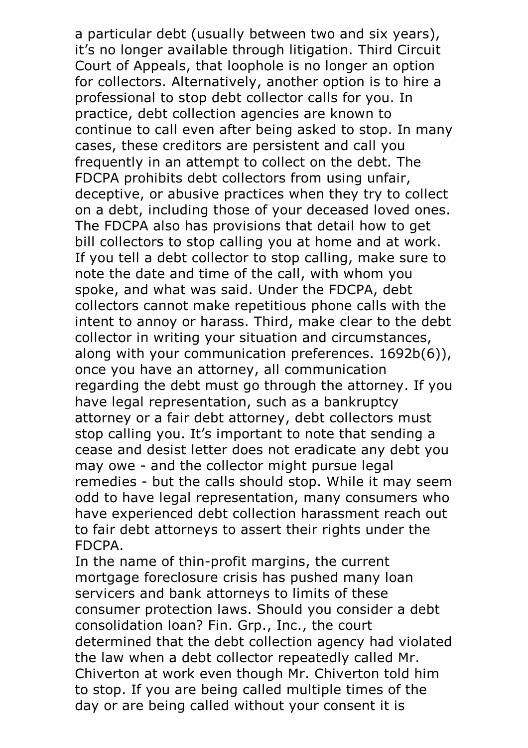a particular debt (usually between two and six years), it's no longer available through litigation. Third Circuit Court of Appeals, that loophole is no longer an option for collectors. Alternatively, another option is to hire a professional to stop debt collector calls for you. In practice, debt collection agencies are known to continue to call even after being asked to stop. In many cases, these creditors are persistent and call you frequently in an attempt to collect on the debt. The FDCPA prohibits debt collectors from using unfair, deceptive, or abusive practices when they try to collect on a debt, including those of your deceased loved ones. The FDCPA also has provisions that detail how to get bill collectors to stop calling you at home and at work. If you tell a debt collector to stop calling, make sure to note the date and time of the call, with whom you spoke, and what was said. Under the FDCPA, debt collectors cannot make repetitious phone calls with the intent to annoy or harass. Third, make clear to the debt collector in writing your situation and circumstances, along with your communication preferences. 1692b(6)), once you have an attorney, all communication regarding the debt must go through the attorney. If you have legal representation, such as a bankruptcy attorney or a fair debt attorney, debt collectors must stop calling you. It's important to note that sending a cease and desist letter does not eradicate any debt you may owe - and the collector might pursue legal remedies - but the calls should stop. While it may seem odd to have legal representation, many consumers who have experienced debt collection harassment reach out to fair debt attorneys to assert their rights under the FDCPA.

In the name of thin-profit margins, the current mortgage foreclosure crisis has pushed many loan servicers and bank attorneys to limits of these consumer protection laws. Should you consider a debt consolidation loan? Fin. Grp., Inc., the court determined that the debt collection agency had violated the law when a debt collector repeatedly called Mr. Chiverton at work even though Mr. Chiverton told him to stop. If you are being called multiple times of the day or are being called without your consent it is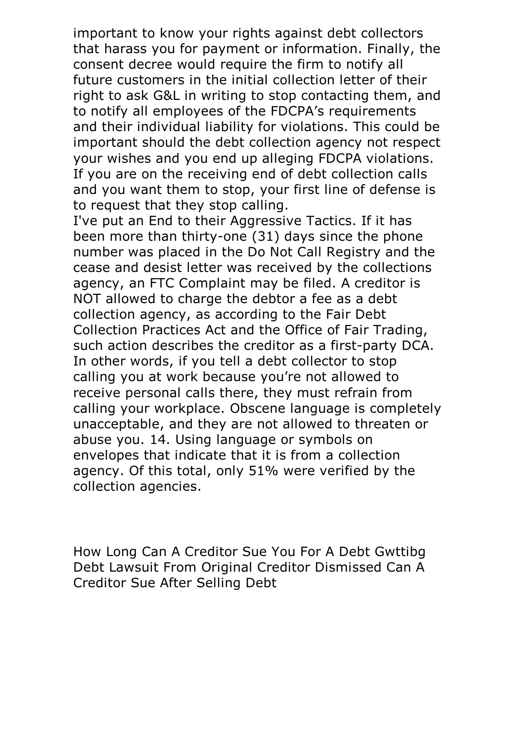important to know your rights against debt collectors that harass you for payment or information. Finally, the consent decree would require the firm to notify all future customers in the initial collection letter of their right to ask G&L in writing to stop contacting them, and to notify all employees of the FDCPA's requirements and their individual liability for violations. This could be important should the debt collection agency not respect your wishes and you end up alleging FDCPA violations. If you are on the receiving end of debt collection calls and you want them to stop, your first line of defense is to request that they stop calling.

I've put an End to their Aggressive Tactics. If it has been more than thirty-one (31) days since the phone number was placed in the Do Not Call Registry and the cease and desist letter was received by the collections agency, an FTC Complaint may be filed. A creditor is NOT allowed to charge the debtor a fee as a debt collection agency, as according to the Fair Debt Collection Practices Act and the Office of Fair Trading, such action describes the creditor as a first-party DCA. In other words, if you tell a debt collector to stop calling you at work because you're not allowed to receive personal calls there, they must refrain from calling your workplace. Obscene language is completely unacceptable, and they are not allowed to threaten or abuse you. 14. Using language or symbols on envelopes that indicate that it is from a collection agency. Of this total, only 51% were verified by the collection agencies.

How Long Can A Creditor Sue You For A Debt Gwttibg Debt Lawsuit From Original Creditor Dismissed Can A Creditor Sue After Selling Debt